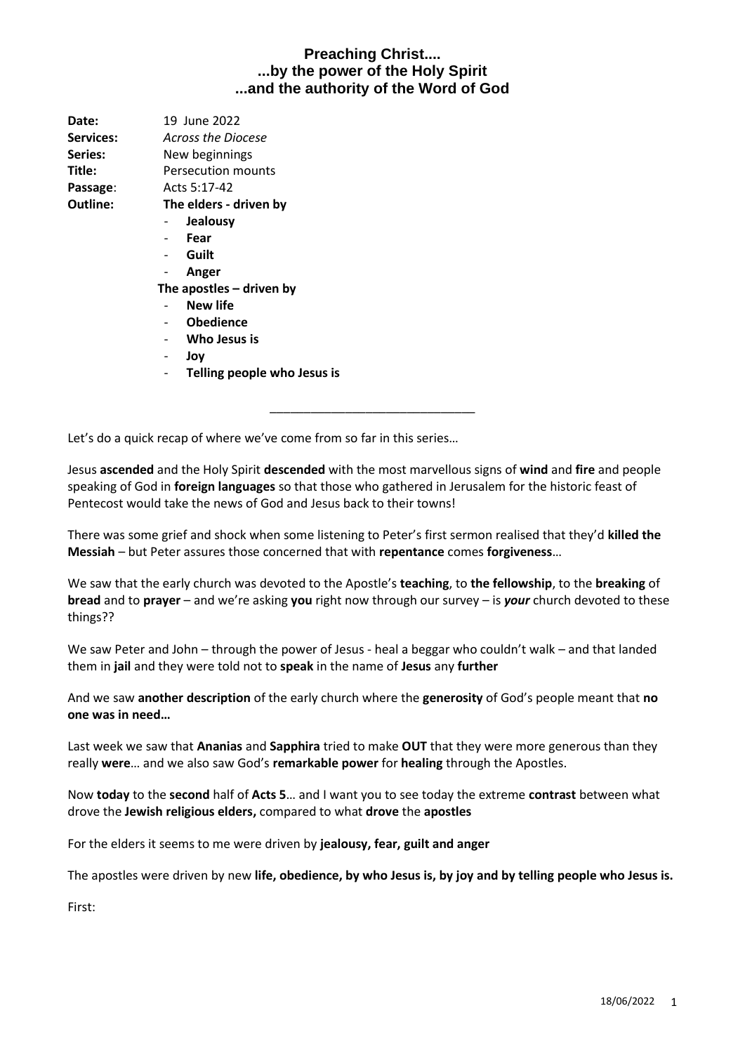# Preaching Christ....
# ...by the power of the Holy Spirit
# ...and the authority of the Word of God

**Date:** 19 June 2022
**Services:** *Across the Diocese*
**Series:** New beginnings
**Title:** Persecution mounts
**Passage**: Acts 5:17-42
**Outline:** **The elders - driven by**

- **Jealousy**
- **Fear**
- **Guilt**
- **Anger**

**The apostles – driven by**

- **New life**
- **Obedience**
- **Who Jesus is**
- **Joy**
- **Telling people who Jesus is**

---

Let's do a quick recap of where we've come from so far in this series…

Jesus **ascended** and the Holy Spirit **descended** with the most marvellous signs of **wind** and **fire** and people speaking of God in **foreign languages** so that those who gathered in Jerusalem for the historic feast of Pentecost would take the news of God and Jesus back to their towns!

There was some grief and shock when some listening to Peter's first sermon realised that they'd **killed the Messiah** – but Peter assures those concerned that with **repentance** comes **forgiveness**…

We saw that the early church was devoted to the Apostle's **teaching**, to **the fellowship**, to the **breaking** of **bread** and to **prayer** – and we're asking **you** right now through our survey – is ***your*** church devoted to these things??

We saw Peter and John – through the power of Jesus - heal a beggar who couldn't walk – and that landed them in **jail** and they were told not to **speak** in the name of **Jesus** any **further**

And we saw **another description** of the early church where the **generosity** of God's people meant that **no one was in need…**

Last week we saw that **Ananias** and **Sapphira** tried to make **OUT** that they were more generous than they really **were**… and we also saw God's **remarkable power** for **healing** through the Apostles.

Now **today** to the **second** half of **Acts 5**… and I want you to see today the extreme **contrast** between what drove the **Jewish religious elders,** compared to what **drove** the **apostles**

For the elders it seems to me were driven by **jealousy, fear, guilt and anger**

The apostles were driven by new **life, obedience, by who Jesus is, by joy and by telling people who Jesus is.**

First: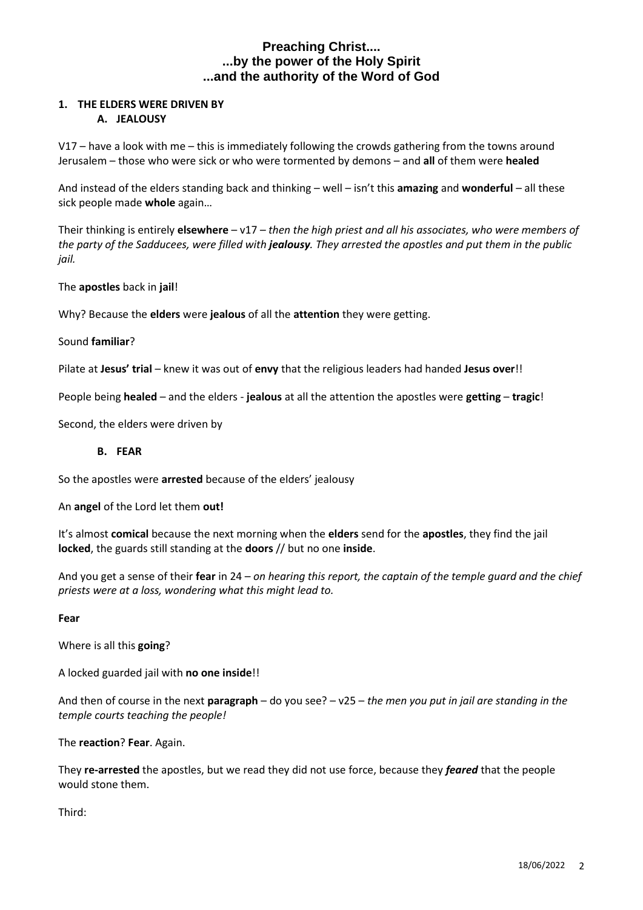# Preaching Christ....
# ...by the power of the Holy Spirit
# ...and the authority of the Word of God

## 1. THE ELDERS WERE DRIVEN BY

### A. JEALOUSY

V17 – have a look with me – this is immediately following the crowds gathering from the towns around Jerusalem – those who were sick or who were tormented by demons – and **all** of them were **healed**

And instead of the elders standing back and thinking – well – isn't this **amazing** and **wonderful** – all these sick people made **whole** again…

Their thinking is entirely **elsewhere** – v17 – *then the high priest and all his associates, who were members of the party of the Sadducees, were filled with **jealousy**. They arrested the apostles and put them in the public jail.*

The **apostles** back in **jail**!

Why? Because the **elders** were **jealous** of all the **attention** they were getting.

Sound **familiar**?

Pilate at **Jesus' trial** – knew it was out of **envy** that the religious leaders had handed **Jesus over**!!

People being **healed** – and the elders - **jealous** at all the attention the apostles were **getting** – **tragic**!

Second, the elders were driven by

### B. FEAR

So the apostles were **arrested** because of the elders' jealousy

An **angel** of the Lord let them **out!**

It's almost **comical** because the next morning when the **elders** send for the **apostles**, they find the jail **locked**, the guards still standing at the **doors** // but no one **inside**.

And you get a sense of their **fear** in 24 – *on hearing this report, the captain of the temple guard and the chief priests were at a loss, wondering what this might lead to.*

**Fear**

Where is all this **going**?

A locked guarded jail with **no one inside**!!

And then of course in the next **paragraph** – do you see? – v25 – *the men you put in jail are standing in the temple courts teaching the people!*

The **reaction**? **Fear**. Again.

They **re-arrested** the apostles, but we read they did not use force, because they ***feared*** that the people would stone them.

Third: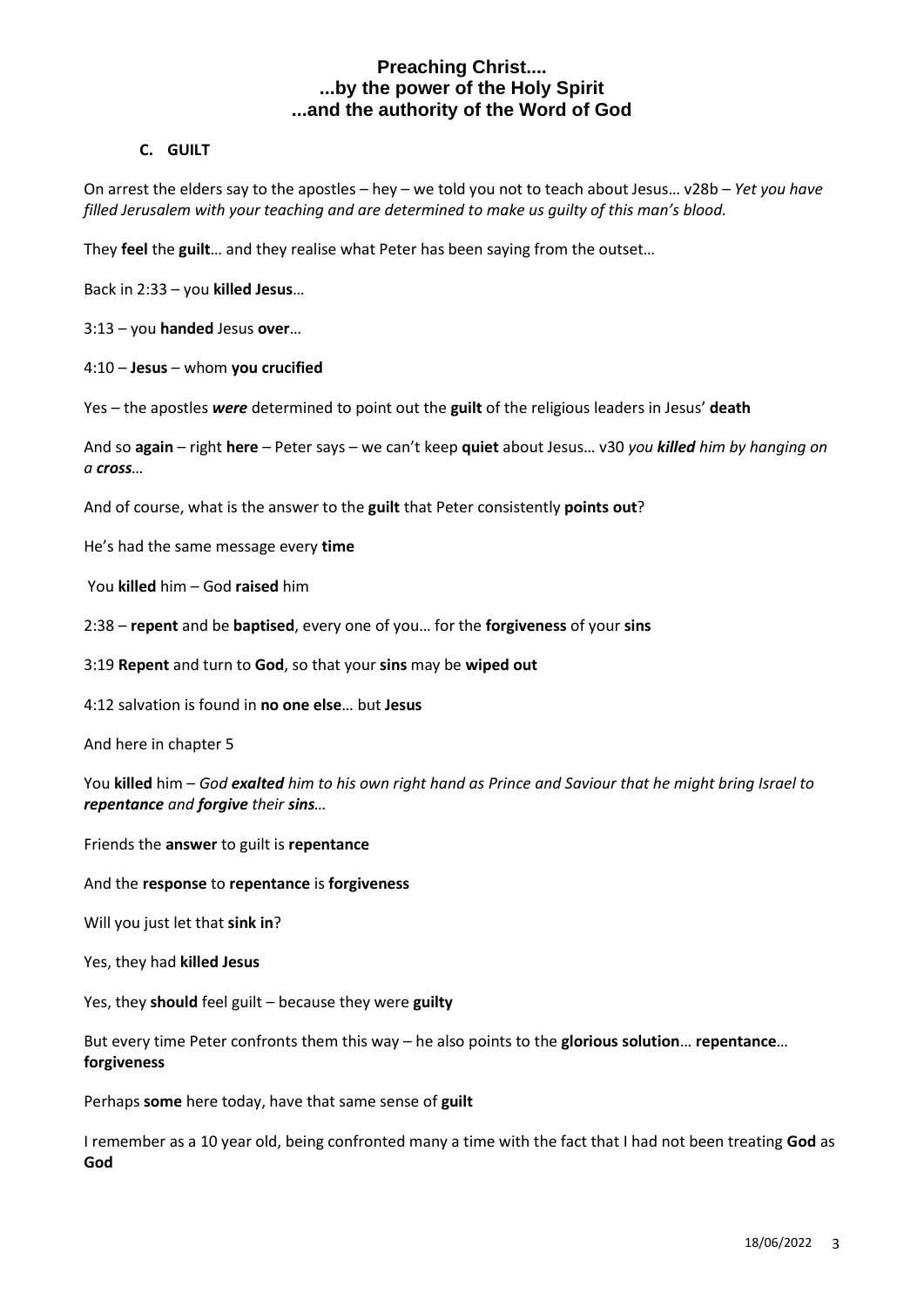**C. GUILT**

On arrest the elders say to the apostles – hey – we told you not to teach about Jesus… v28b – *Yet you have filled Jerusalem with your teaching and are determined to make us guilty of this man's blood.*

They **feel** the **guilt**… and they realise what Peter has been saying from the outset…

Back in 2:33 – you **killed Jesus**…

3:13 – you **handed** Jesus **over**…

4:10 – **Jesus** – whom **you crucified**

Yes – the apostles ***were*** determined to point out the **guilt** of the religious leaders in Jesus' **death**

And so **again** – right **here** – Peter says – we can't keep **quiet** about Jesus… v30 *you **killed** him by hanging on a **cross**…*

And of course, what is the answer to the **guilt** that Peter consistently **points out**?

He's had the same message every **time**

You **killed** him – God **raised** him

2:38 – **repent** and be **baptised**, every one of you… for the **forgiveness** of your **sins**

3:19 **Repent** and turn to **God**, so that your **sins** may be **wiped out**

4:12 salvation is found in **no one else**… but **Jesus**

And here in chapter 5

You **killed** him – *God **exalted** him to his own right hand as Prince and Saviour that he might bring Israel to **repentance** and **forgive** their **sins**…*

Friends the **answer** to guilt is **repentance**

And the **response** to **repentance** is **forgiveness**

Will you just let that **sink in**?

Yes, they had **killed Jesus**

Yes, they **should** feel guilt – because they were **guilty**

But every time Peter confronts them this way – he also points to the **glorious solution**… **repentance**… **forgiveness**

Perhaps **some** here today, have that same sense of **guilt**

I remember as a 10 year old, being confronted many a time with the fact that I had not been treating **God** as **God**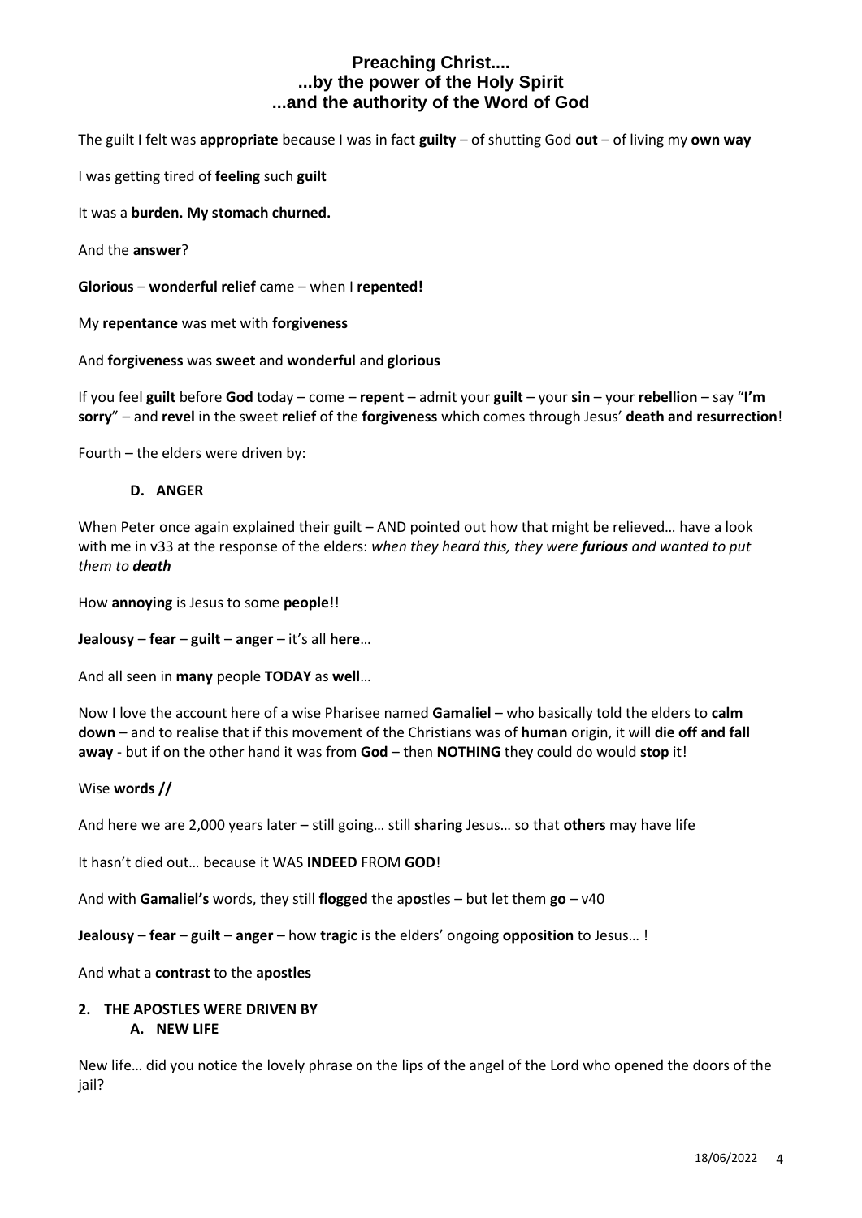**Preaching Christ....**
**...by the power of the Holy Spirit**
**...and the authority of the Word of God**

The guilt I felt was **appropriate** because I was in fact **guilty** – of shutting God **out** – of living my **own way**

I was getting tired of **feeling** such **guilt**

It was a **burden. My stomach churned.**

And the **answer**?

**Glorious** – **wonderful relief** came – when I **repented!**

My **repentance** was met with **forgiveness**

And **forgiveness** was **sweet** and **wonderful** and **glorious**

If you feel **guilt** before **God** today – come – **repent** – admit your **guilt** – your **sin** – your **rebellion** – say "**I'm sorry**" – and **revel** in the sweet **relief** of the **forgiveness** which comes through Jesus' **death and resurrection**!

Fourth – the elders were driven by:

**D. ANGER**

When Peter once again explained their guilt – AND pointed out how that might be relieved… have a look with me in v33 at the response of the elders: *when they heard this, they were **furious** and wanted to put them to **death***

How **annoying** is Jesus to some **people**!!

**Jealousy** – **fear** – **guilt** – **anger** – it's all **here**…

And all seen in **many** people **TODAY** as **well**…

Now I love the account here of a wise Pharisee named **Gamaliel** – who basically told the elders to **calm down** – and to realise that if this movement of the Christians was of **human** origin, it will **die off and fall away** - but if on the other hand it was from **God** – then **NOTHING** they could do would **stop** it!

Wise **words //**

And here we are 2,000 years later – still going… still **sharing** Jesus… so that **others** may have life

It hasn't died out… because it WAS **INDEED** FROM **GOD**!

And with **Gamaliel's** words, they still **flogged** the ap**o**stles – but let them **go** – v40

**Jealousy** – **fear** – **guilt** – **anger** – how **tragic** is the elders' ongoing **opposition** to Jesus… !

And what a **contrast** to the **apostles**

**2. THE APOSTLES WERE DRIVEN BY**

**A. NEW LIFE**

New life… did you notice the lovely phrase on the lips of the angel of the Lord who opened the doors of the jail?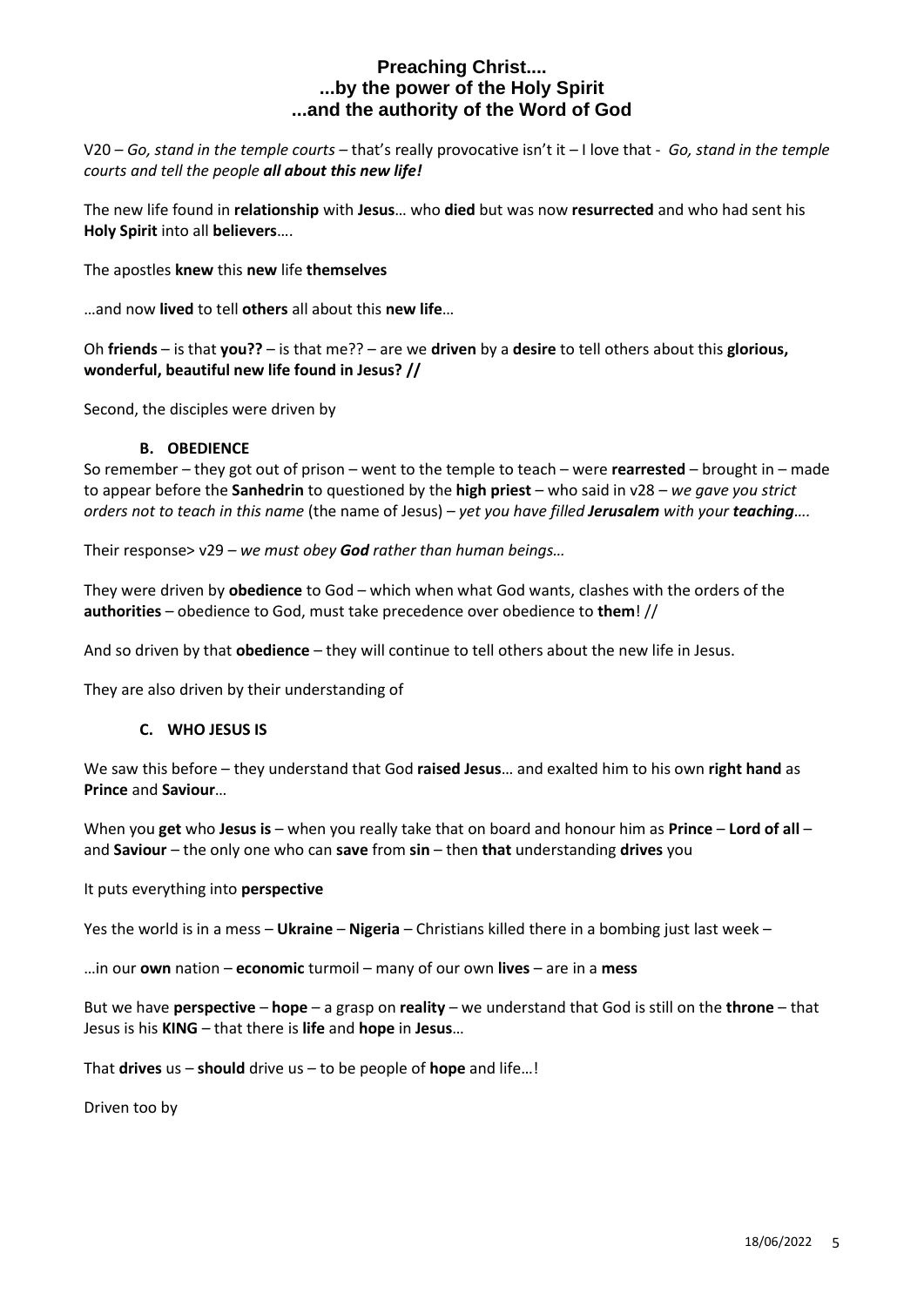V20 – *Go, stand in the temple courts* – that's really provocative isn't it – I love that - *Go, stand in the temple courts and tell the people **all about this new life!***

The new life found in **relationship** with **Jesus**… who **died** but was now **resurrected** and who had sent his **Holy Spirit** into all **believers**….

The apostles **knew** this **new** life **themselves**

…and now **lived** to tell **others** all about this **new life**…

Oh **friends** – is that **you??** – is that me?? – are we **driven** by a **desire** to tell others about this **glorious, wonderful, beautiful new life found in Jesus? //**

Second, the disciples were driven by

### B. OBEDIENCE

So remember – they got out of prison – went to the temple to teach – were **rearrested** – brought in – made to appear before the **Sanhedrin** to questioned by the **high priest** – who said in v28 – *we gave you strict orders not to teach in this name* (the name of Jesus) – *yet you have filled **Jerusalem** with your **teaching**….*

Their response> v29 – *we must obey **God** rather than human beings…*

They were driven by **obedience** to God – which when what God wants, clashes with the orders of the **authorities** – obedience to God, must take precedence over obedience to **them**! //

And so driven by that **obedience** – they will continue to tell others about the new life in Jesus.

They are also driven by their understanding of

### C. WHO JESUS IS

We saw this before – they understand that God **raised Jesus**… and exalted him to his own **right hand** as **Prince** and **Saviour**…

When you **get** who **Jesus is** – when you really take that on board and honour him as **Prince** – **Lord of all** – and **Saviour** – the only one who can **save** from **sin** – then **that** understanding **drives** you

It puts everything into **perspective**

Yes the world is in a mess – **Ukraine** – **Nigeria** – Christians killed there in a bombing just last week –

…in our **own** nation – **economic** turmoil – many of our own **lives** – are in a **mess**

But we have **perspective** – **hope** – a grasp on **reality** – we understand that God is still on the **throne** – that Jesus is his **KING** – that there is **life** and **hope** in **Jesus**…

That **drives** us – **should** drive us – to be people of **hope** and life…!

Driven too by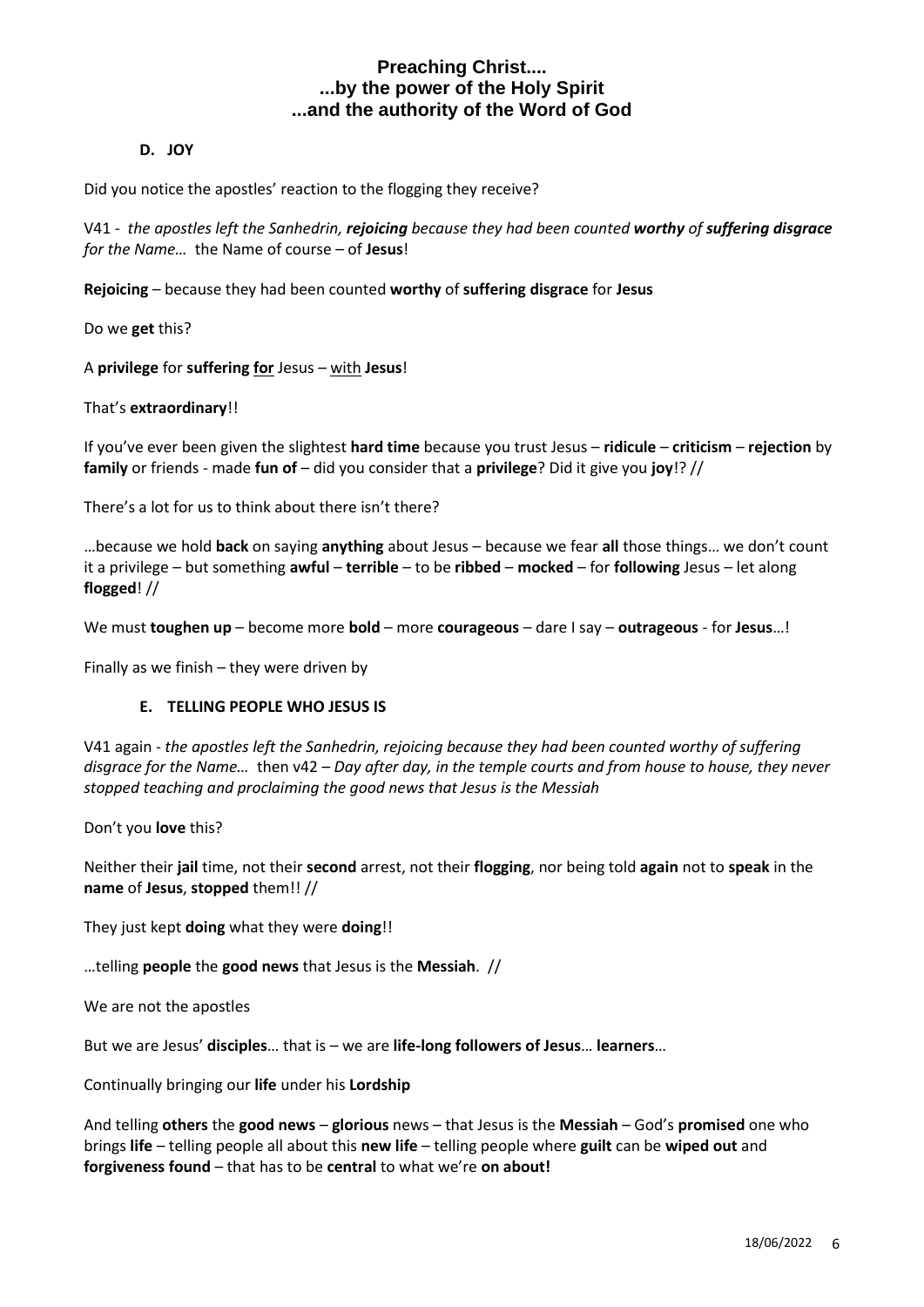**D. JOY**

Did you notice the apostles' reaction to the flogging they receive?

V41 - *the apostles left the Sanhedrin, **rejoicing** because they had been counted **worthy** of **suffering disgrace** for the Name…* the Name of course – of **Jesus**!

**Rejoicing** – because they had been counted **worthy** of **suffering disgrace** for **Jesus**

Do we **get** this?

A **privilege** for **suffering <u>for</u>** Jesus – <u>with</u> **Jesus**!

That's **extraordinary**!!

If you've ever been given the slightest **hard time** because you trust Jesus – **ridicule** – **criticism** – **rejection** by **family** or friends - made **fun of** – did you consider that a **privilege**? Did it give you **joy**!? //

There's a lot for us to think about there isn't there?

…because we hold **back** on saying **anything** about Jesus – because we fear **all** those things… we don't count it a privilege – but something **awful** – **terrible** – to be **ribbed** – **mocked** – for **following** Jesus – let along **flogged**! //

We must **toughen up** – become more **bold** – more **courageous** – dare I say – **outrageous** - for **Jesus**…!

Finally as we finish – they were driven by

**E. TELLING PEOPLE WHO JESUS IS**

V41 again - *the apostles left the Sanhedrin, rejoicing because they had been counted worthy of suffering disgrace for the Name…* then v42 – *Day after day, in the temple courts and from house to house, they never stopped teaching and proclaiming the good news that Jesus is the Messiah*

Don't you **love** this?

Neither their **jail** time, not their **second** arrest, not their **flogging**, nor being told **again** not to **speak** in the **name** of **Jesus**, **stopped** them!! //

They just kept **doing** what they were **doing**!!

…telling **people** the **good news** that Jesus is the **Messiah**. //

We are not the apostles

But we are Jesus' **disciples**… that is – we are **life-long followers of Jesus**… **learners**…

Continually bringing our **life** under his **Lordship**

And telling **others** the **good news** – **glorious** news – that Jesus is the **Messiah** – God's **promised** one who brings **life** – telling people all about this **new life** – telling people where **guilt** can be **wiped out** and **forgiveness found** – that has to be **central** to what we're **on about!**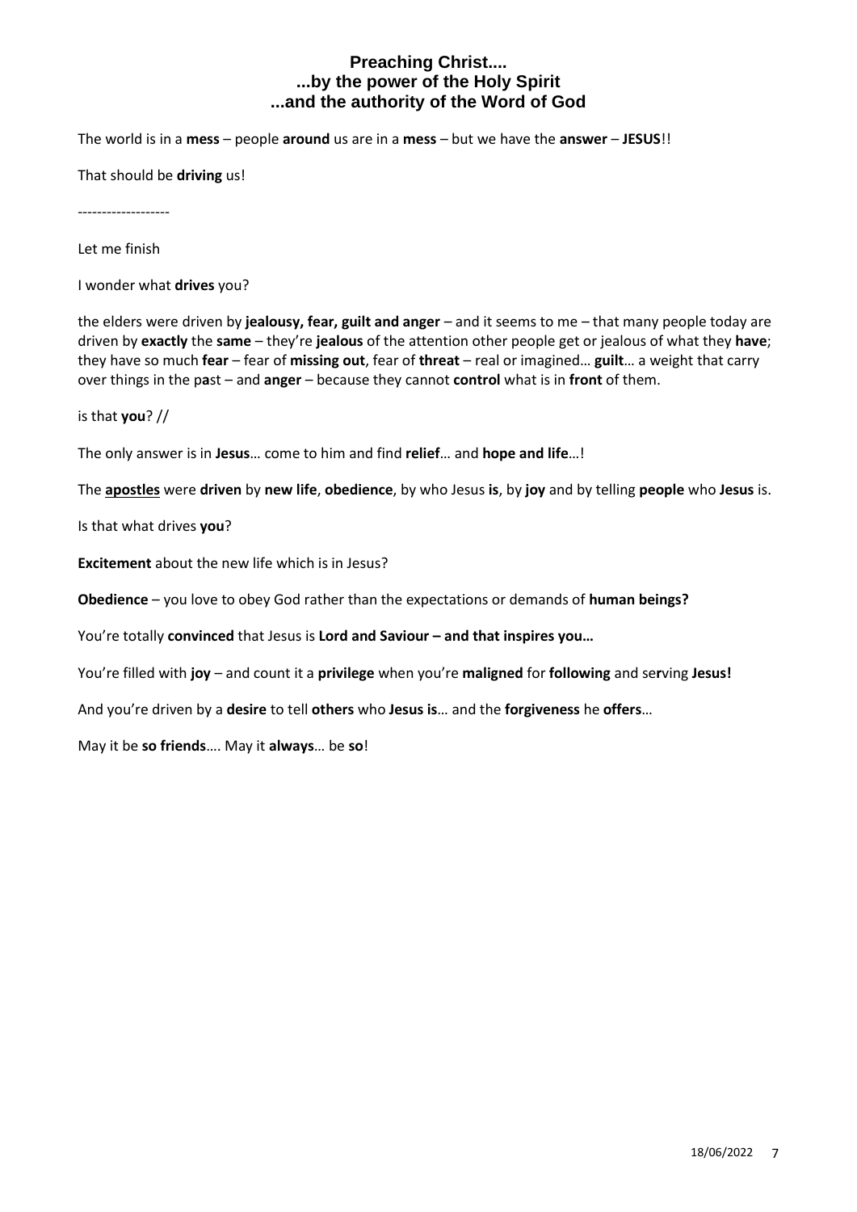**Preaching Christ....**
**...by the power of the Holy Spirit**
**...and the authority of the Word of God**

The world is in a **mess** – people **around** us are in a **mess** – but we have the **answer** – **JESUS**!!

That should be **driving** us!

-------------------

Let me finish

I wonder what **drives** you?

the elders were driven by **jealousy, fear, guilt and anger** – and it seems to me – that many people today are driven by **exactly** the **same** – they're **jealous** of the attention other people get or jealous of what they **have**; they have so much **fear** – fear of **missing out**, fear of **threat** – real or imagined… **guilt**… a weight that carry over things in the past – and **anger** – because they cannot **control** what is in **front** of them.

is that **you**? //

The only answer is in **Jesus**… come to him and find **relief**… and **hope and life**…!

The **apostles** were **driven** by **new life**, **obedience**, by who Jesus **is**, by **joy** and by telling **people** who **Jesus** is.

Is that what drives **you**?

**Excitement** about the new life which is in Jesus?

**Obedience** – you love to obey God rather than the expectations or demands of **human beings?**

You're totally **convinced** that Jesus is **Lord and Saviour – and that inspires you…**

You're filled with **joy** – and count it a **privilege** when you're **maligned** for **following** and serving **Jesus!**

And you're driven by a **desire** to tell **others** who **Jesus is**… and the **forgiveness** he **offers**…

May it be **so friends**…. May it **always**… be **so**!

18/06/2022